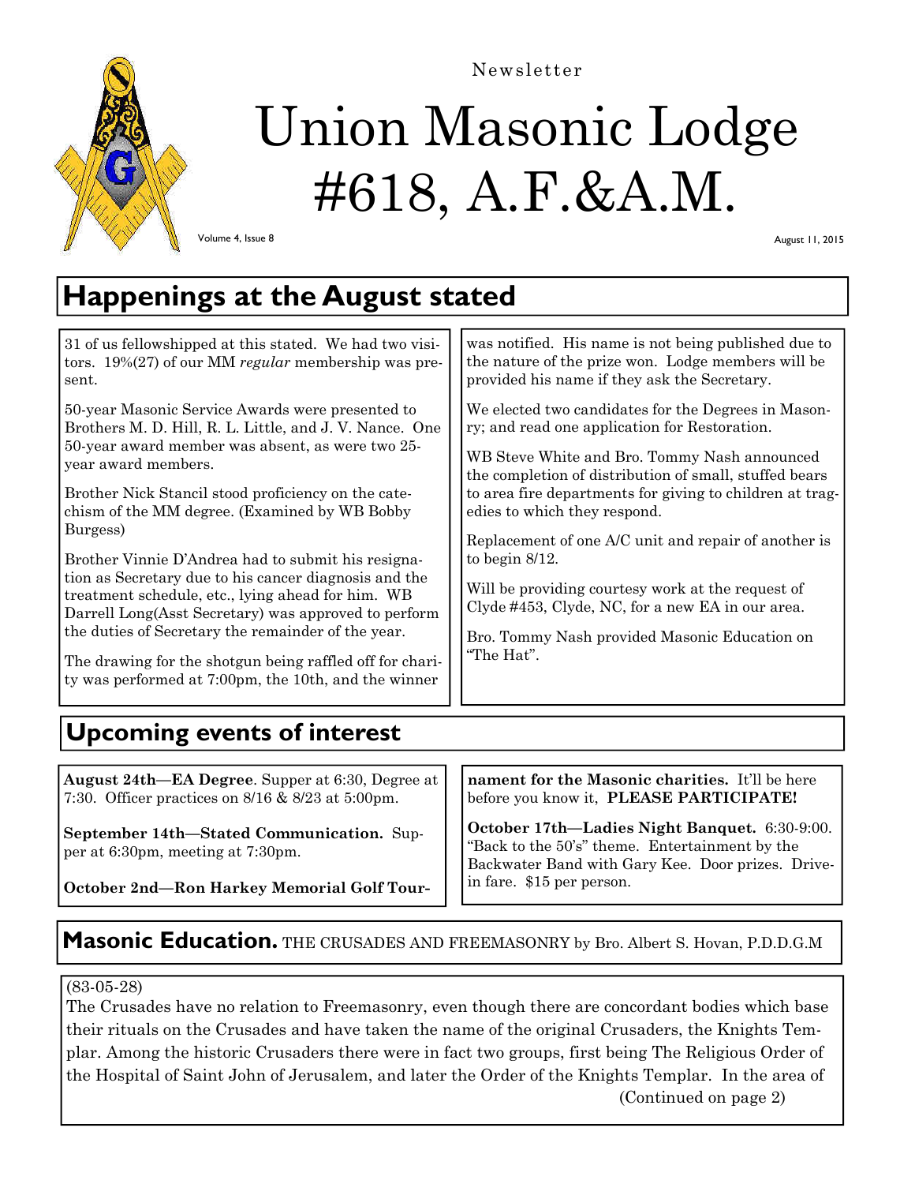Newsletter

# Union Masonic Lodge #618, A.F.&A.M.

Volume 4, Issue 8

August 11, 2015

## Happenings at the August stated

31 of us fellowshipped at this stated. We had two visitors. 19%(27) of our MM *regular* membership was present.

50-year Masonic Service Awards were presented to Brothers M. D. Hill, R. L. Little, and J. V. Nance. One 50-year award member was absent, as were two 25-year award members.

Brother Nick Stancil stood proficiency on the catechism of the MM degree. (Examined by WB Bobby Burgess)

Brother Vinnie D'Andrea had to submit his resignation as Secretary due to his cancer diagnosis and the treatment schedule, etc., lying ahead for him. WB Darrell Long(Asst Secretary) was approved to perform the duties of Secretary the remainder of the year.

The drawing for the shotgun being raffled off for charity was performed at 7:00pm, the 10th, and the winner was notified. His name is not being published due to the nature of the prize won. Lodge members will be provided his name if they ask the Secretary.

We elected two candidates for the Degrees in Masonry; and read one application for Restoration.

WB Steve White and Bro. Tommy Nash announced the completion of distribution of small, stuffed bears to area fire departments for giving to children at tragedies to which they respond.

Replacement of one A/C unit and repair of another is to begin 8/12.

Will be providing courtesy work at the request of Clyde #453, Clyde, NC, for a new EA in our area.

Bro. Tommy Nash provided Masonic Education on "The Hat".

## Upcoming events of interest

**August 24th—EA Degree**. Supper at 6:30, Degree at 7:30. Officer practices on 8/16 & 8/23 at 5:00pm.

**September 14th—Stated Communication.** Supper at 6:30pm, meeting at 7:30pm.

**October 2nd—Ron Harkey Memorial Golf Tournament for the Masonic charities.** It'll be here before you know it, **PLEASE PARTICIPATE!**

**October 17th—Ladies Night Banquet.** 6:30-9:00. "Back to the 50's" theme. Entertainment by the Backwater Band with Gary Kee. Door prizes. Drive-in fare. $15 per person.

## Masonic Education. THE CRUSADES AND FREEMASONRY by Bro. Albert S. Hovan, P.D.D.G.M

(83-05-28)

The Crusades have no relation to Freemasonry, even though there are concordant bodies which base their rituals on the Crusades and have taken the name of the original Crusaders, the Knights Templar. Among the historic Crusaders there were in fact two groups, first being The Religious Order of the Hospital of Saint John of Jerusalem, and later the Order of the Knights Templar. In the area of

(Continued on page 2)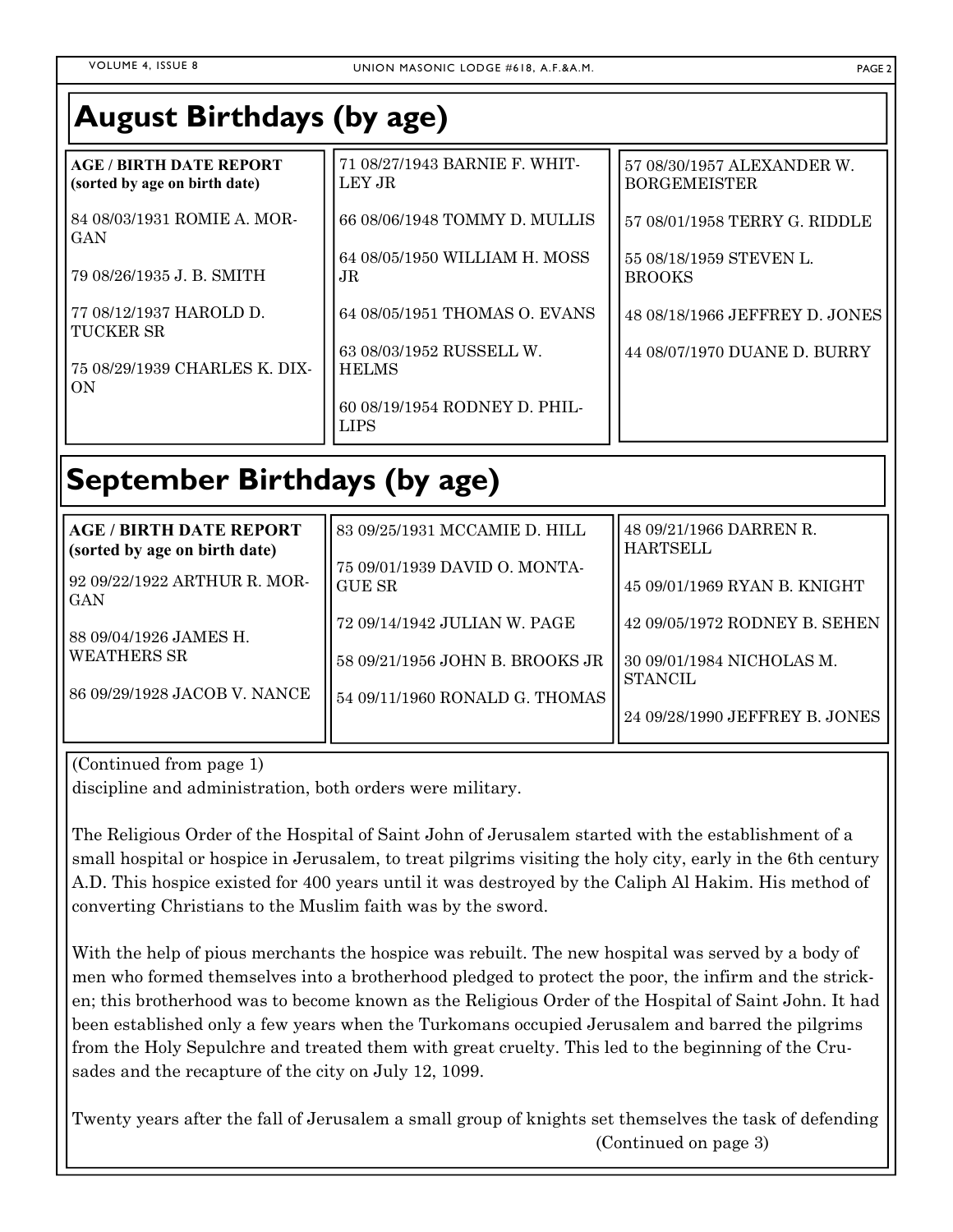## August Birthdays (by age)

**AGE / BIRTH DATE REPORT**
**(sorted by age on birth date)**

84 08/03/1931 ROMIE A. MORGAN

79 08/26/1935 J. B. SMITH

77 08/12/1937 HAROLD D. TUCKER SR

75 08/29/1939 CHARLES K. DIXON

71 08/27/1943 BARNIE F. WHITLEY JR

66 08/06/1948 TOMMY D. MULLIS

64 08/05/1950 WILLIAM H. MOSS JR

64 08/05/1951 THOMAS O. EVANS

63 08/03/1952 RUSSELL W. HELMS

60 08/19/1954 RODNEY D. PHILLIPS

57 08/30/1957 ALEXANDER W. BORGEMEISTER

57 08/01/1958 TERRY G. RIDDLE

55 08/18/1959 STEVEN L. BROOKS

48 08/18/1966 JEFFREY D. JONES

44 08/07/1970 DUANE D. BURRY

## September Birthdays (by age)

**AGE / BIRTH DATE REPORT**
**(sorted by age on birth date)**

92 09/22/1922 ARTHUR R. MORGAN

88 09/04/1926 JAMES H. WEATHERS SR

86 09/29/1928 JACOB V. NANCE

83 09/25/1931 MCCAMIE D. HILL

75 09/01/1939 DAVID O. MONTAGUE SR

72 09/14/1942 JULIAN W. PAGE

58 09/21/1956 JOHN B. BROOKS JR

54 09/11/1960 RONALD G. THOMAS

48 09/21/1966 DARREN R. HARTSELL

45 09/01/1969 RYAN B. KNIGHT

42 09/05/1972 RODNEY B. SEHEN

30 09/01/1984 NICHOLAS M. STANCIL

24 09/28/1990 JEFFREY B. JONES

(Continued from page 1)
discipline and administration, both orders were military.

The Religious Order of the Hospital of Saint John of Jerusalem started with the establishment of a small hospital or hospice in Jerusalem, to treat pilgrims visiting the holy city, early in the 6th century A.D. This hospice existed for 400 years until it was destroyed by the Caliph Al Hakim. His method of converting Christians to the Muslim faith was by the sword.

With the help of pious merchants the hospice was rebuilt. The new hospital was served by a body of men who formed themselves into a brotherhood pledged to protect the poor, the infirm and the stricken; this brotherhood was to become known as the Religious Order of the Hospital of Saint John. It had been established only a few years when the Turkomans occupied Jerusalem and barred the pilgrims from the Holy Sepulchre and treated them with great cruelty. This led to the beginning of the Crusades and the recapture of the city on July 12, 1099.

Twenty years after the fall of Jerusalem a small group of knights set themselves the task of defending

(Continued on page 3)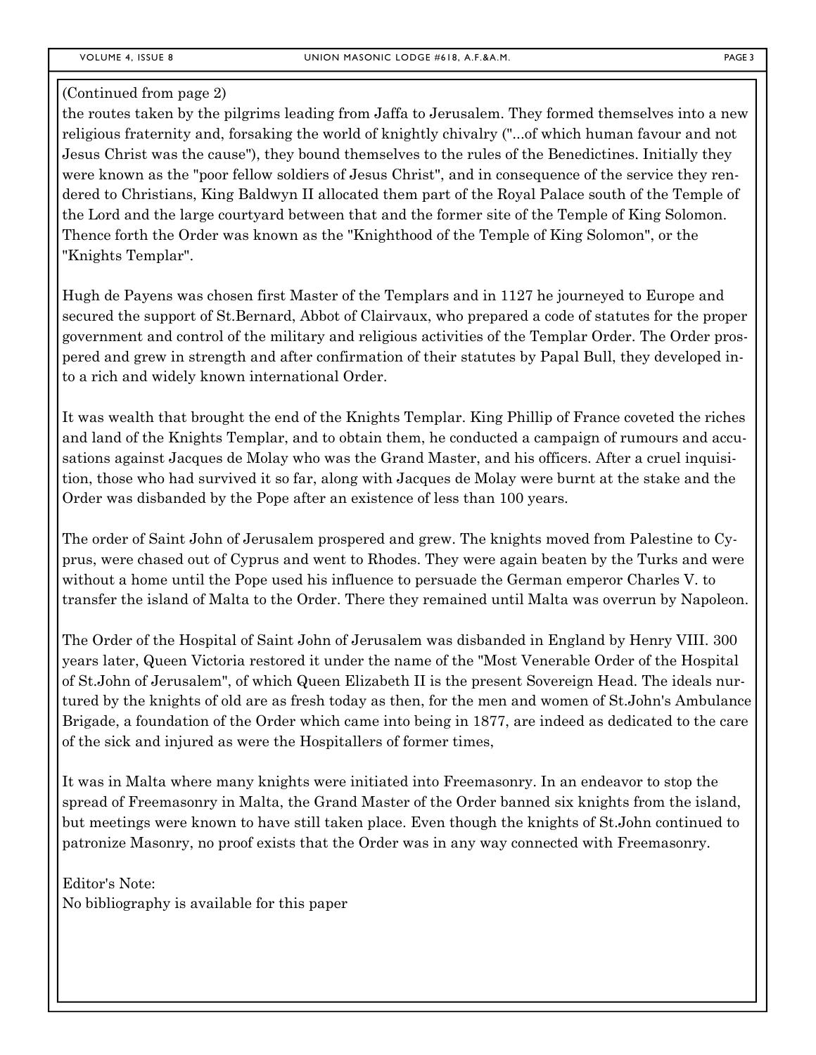(Continued from page 2)

the routes taken by the pilgrims leading from Jaffa to Jerusalem. They formed themselves into a new religious fraternity and, forsaking the world of knightly chivalry ("...of which human favour and not Jesus Christ was the cause"), they bound themselves to the rules of the Benedictines. Initially they were known as the "poor fellow soldiers of Jesus Christ", and in consequence of the service they rendered to Christians, King Baldwyn II allocated them part of the Royal Palace south of the Temple of the Lord and the large courtyard between that and the former site of the Temple of King Solomon. Thence forth the Order was known as the "Knighthood of the Temple of King Solomon", or the "Knights Templar".

Hugh de Payens was chosen first Master of the Templars and in 1127 he journeyed to Europe and secured the support of St.Bernard, Abbot of Clairvaux, who prepared a code of statutes for the proper government and control of the military and religious activities of the Templar Order. The Order prospered and grew in strength and after confirmation of their statutes by Papal Bull, they developed into a rich and widely known international Order.

It was wealth that brought the end of the Knights Templar. King Phillip of France coveted the riches and land of the Knights Templar, and to obtain them, he conducted a campaign of rumours and accusations against Jacques de Molay who was the Grand Master, and his officers. After a cruel inquisition, those who had survived it so far, along with Jacques de Molay were burnt at the stake and the Order was disbanded by the Pope after an existence of less than 100 years.

The order of Saint John of Jerusalem prospered and grew. The knights moved from Palestine to Cyprus, were chased out of Cyprus and went to Rhodes. They were again beaten by the Turks and were without a home until the Pope used his influence to persuade the German emperor Charles V. to transfer the island of Malta to the Order. There they remained until Malta was overrun by Napoleon.

The Order of the Hospital of Saint John of Jerusalem was disbanded in England by Henry VIII. 300 years later, Queen Victoria restored it under the name of the "Most Venerable Order of the Hospital of St.John of Jerusalem", of which Queen Elizabeth II is the present Sovereign Head. The ideals nurtured by the knights of old are as fresh today as then, for the men and women of St.John's Ambulance Brigade, a foundation of the Order which came into being in 1877, are indeed as dedicated to the care of the sick and injured as were the Hospitallers of former times,

It was in Malta where many knights were initiated into Freemasonry. In an endeavor to stop the spread of Freemasonry in Malta, the Grand Master of the Order banned six knights from the island, but meetings were known to have still taken place. Even though the knights of St.John continued to patronize Masonry, no proof exists that the Order was in any way connected with Freemasonry.

Editor's Note:
No bibliography is available for this paper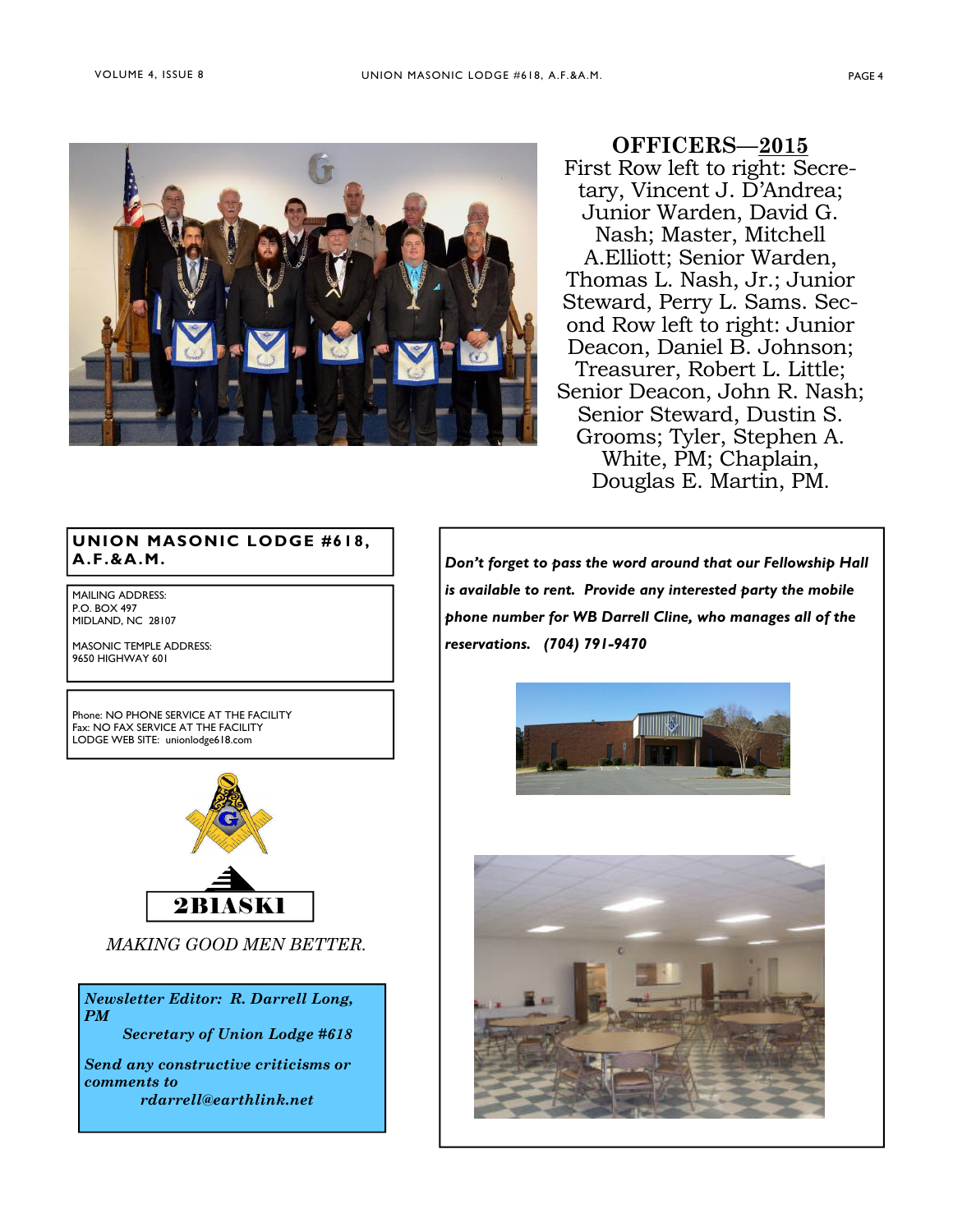## OFFICERS—2015

First Row left to right: Secretary, Vincent J. D'Andrea; Junior Warden, David G. Nash; Master, Mitchell A.Elliott; Senior Warden, Thomas L. Nash, Jr.; Junior Steward, Perry L. Sams. Second Row left to right: Junior Deacon, Daniel B. Johnson; Treasurer, Robert L. Little; Senior Deacon, John R. Nash; Senior Steward, Dustin S. Grooms; Tyler, Stephen A. White, PM; Chaplain, Douglas E. Martin, PM.

**UNION MASONIC LODGE #618, A.F.&A.M.**

MAILING ADDRESS:
P.O. BOX 497
MIDLAND, NC 28107

MASONIC TEMPLE ADDRESS:
9650 HIGHWAY 601

Phone: NO PHONE SERVICE AT THE FACILITY
Fax: NO FAX SERVICE AT THE FACILITY
LODGE WEB SITE: unionlodge618.com

2B1ASK1

*MAKING GOOD MEN BETTER.*

***Newsletter Editor: R. Darrell Long, PM***
***Secretary of Union Lodge #618***

***Send any constructive criticisms or comments to***
***rdarrell@earthlink.net***

***Don't forget to pass the word around that our Fellowship Hall is available to rent. Provide any interested party the mobile phone number for WB Darrell Cline, who manages all of the reservations. (704) 791-9470***